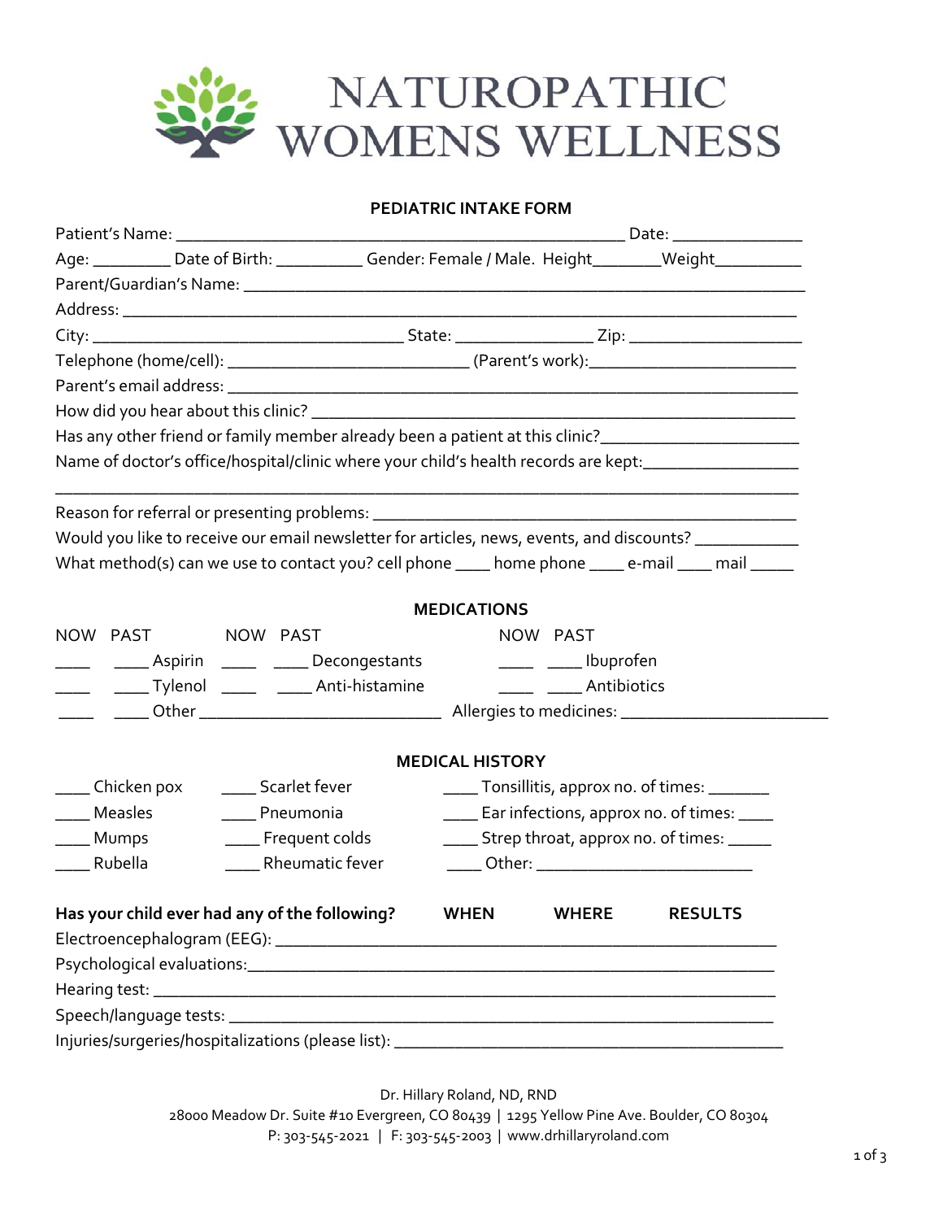# NATUROPATHIC WOMENS WELLNESS

## PEDIATRIC INTAKE FORM

Patient's Name: ___________________________________________________ Date: _______________

Age: _________ Date of Birth: __________ Gender: Female / Male. Height________Weight__________

Parent/Guardian's Name: _______________________________________________________________

Address: _________________________________________________________________________

City: ___________________________________ State: ________________ Zip: ____________________

Telephone (home/cell): ____________________________ (Parent's work):________________________

Parent's email address: ___________________________________________________________

How did you hear about this clinic? _______________________________________________________

Has any other friend or family member already been a patient at this clinic?______________________

Name of doctor's office/hospital/clinic where your child's health records are kept:_________________

_____________________________________________________________________________________

Reason for referral or presenting problems: _________________________________________________

Would you like to receive our email newsletter for articles, news, events, and discounts? ____________

What method(s) can we use to contact you? cell phone ____ home phone ____ e-mail ____ mail _____

### MEDICATIONS

| NOW | PAST | | NOW | PAST | | NOW | PAST | |
|---|---|---|---|---|---|---|---|---|
| ____ | ____ | Aspirin | ____ | ____ | Decongestants | ____ | ____ | Ibuprofen |
| ____ | ____ | Tylenol | ____ | ____ | Anti-histamine | ____ | ____ | Antibiotics |

____ ____ Other ____________________________ Allergies to medicines: _______________________

### MEDICAL HISTORY

____ Chicken pox ____ Scarlet fever ____ Tonsillitis, approx no. of times: _______

____ Measles ____ Pneumonia ____ Ear infections, approx no. of times: ____

____ Mumps ____ Frequent colds ____ Strep throat, approx no. of times: _____

____ Rubella ____ Rheumatic fever ____ Other: _________________________

**Has your child ever had any of the following?** **WHEN** **WHERE** **RESULTS**

Electroencephalogram (EEG): _________________________________________________________

Psychological evaluations:___________________________________________________________

Hearing test: _____________________________________________________________________

Speech/language tests: ______________________________________________________________

Injuries/surgeries/hospitalizations (please list): ____________________________________________

Dr. Hillary Roland, ND, RND
28000 Meadow Dr. Suite #10 Evergreen, CO 80439 | 1295 Yellow Pine Ave. Boulder, CO 80304
P: 303-545-2021 | F: 303-545-2003 | www.drhillaryroland.com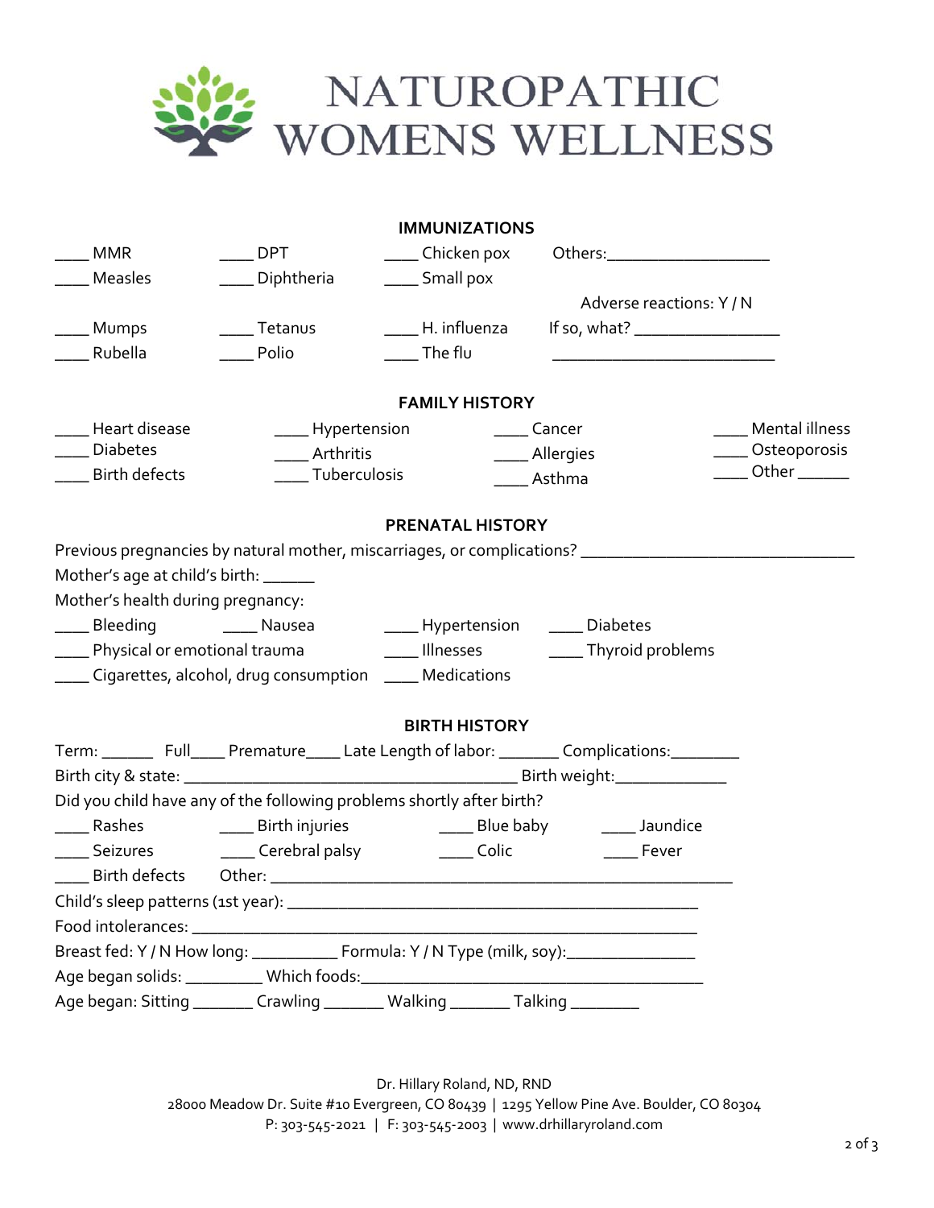# NATUROPATHIC WOMENS WELLNESS

## IMMUNIZATIONS

____ MMR ____ DPT ____ Chicken pox Others:___________________

____ Measles ____ Diphtheria ____ Small pox

Adverse reactions: Y / N

____ Mumps ____ Tetanus ____ H. influenza If so, what? _________________

____ Rubella ____ Polio ____ The flu ___________________________

## FAMILY HISTORY

____ Heart disease ____ Hypertension ____ Cancer ____ Mental illness

____ Diabetes ____ Arthritis ____ Allergies ____ Osteoporosis

____ Birth defects ____ Tuberculosis ____ Asthma ____ Other ______

## PRENATAL HISTORY

Previous pregnancies by natural mother, miscarriages, or complications? _______________________________

Mother's age at child's birth: ______

Mother's health during pregnancy:

____ Bleeding ____ Nausea ____ Hypertension ____ Diabetes

____ Physical or emotional trauma ____ Illnesses ____ Thyroid problems

____ Cigarettes, alcohol, drug consumption ____ Medications

## BIRTH HISTORY

Term: ______ Full____ Premature____ Late Length of labor: _______ Complications:________

Birth city & state: _______________________________________ Birth weight:_____________

Did you child have any of the following problems shortly after birth?

____ Rashes ____ Birth injuries ____ Blue baby ____ Jaundice

____ Seizures ____ Cerebral palsy ____ Colic ____ Fever

____ Birth defects Other: _______________________________________________________

Child's sleep patterns (1st year): _______________________________________________

Food intolerances: _____________________________________________________________

Breast fed: Y / N How long: __________ Formula: Y / N Type (milk, soy):_______________

Age began solids: _________ Which foods:_________________________________________

Age began: Sitting _______ Crawling _______ Walking _______ Talking ________

Dr. Hillary Roland, ND, RND
28000 Meadow Dr. Suite #10 Evergreen, CO 80439 | 1295 Yellow Pine Ave. Boulder, CO 80304
P: 303-545-2021 | F: 303-545-2003 | www.drhillaryroland.com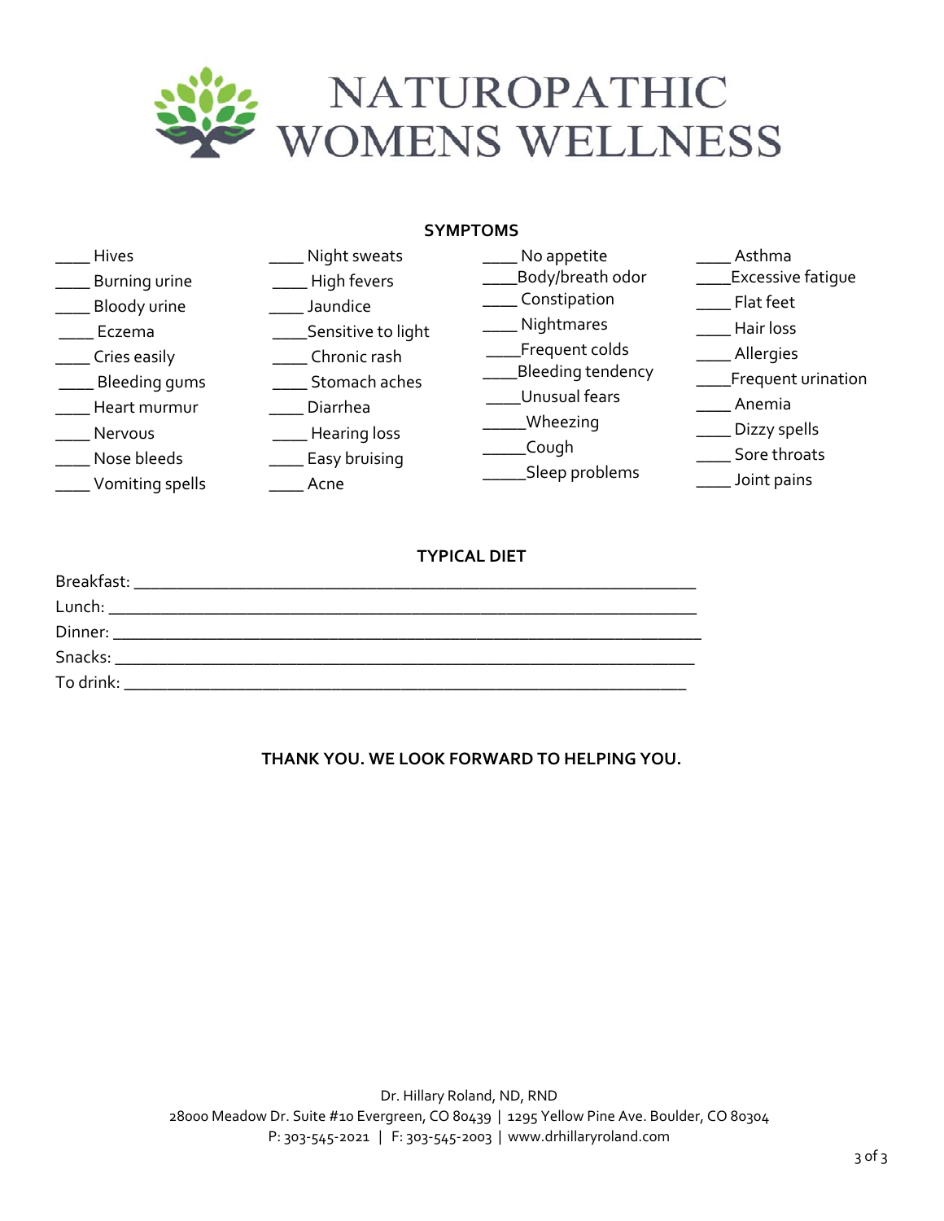# NATUROPATHIC WOMENS WELLNESS

## SYMPTOMS

____ Hives
____ Burning urine
____ Bloody urine
____ Eczema
____ Cries easily
____ Bleeding gums
____ Heart murmur
____ Nervous
____ Nose bleeds
____ Vomiting spells

____ Night sweats
____ High fevers
____ Jaundice
____Sensitive to light
____ Chronic rash
____ Stomach aches
____ Diarrhea
____ Hearing loss
____ Easy bruising
____ Acne

____ No appetite
____Body/breath odor
____ Constipation
____ Nightmares
____Frequent colds
____Bleeding tendency
____Unusual fears
_____Wheezing
_____Cough
_____Sleep problems

____ Asthma
____Excessive fatigue
____ Flat feet
____ Hair loss
____ Allergies
____Frequent urination
____ Anemia
____ Dizzy spells
____ Sore throats
____ Joint pains

## TYPICAL DIET

Breakfast: ___________________________________________________________________

Lunch: ______________________________________________________________________

Dinner: _____________________________________________________________________

Snacks: _____________________________________________________________________

To drink: ___________________________________________________________________

**THANK YOU. WE LOOK FORWARD TO HELPING YOU.**

Dr. Hillary Roland, ND, RND
28000 Meadow Dr. Suite #10 Evergreen, CO 80439 | 1295 Yellow Pine Ave. Boulder, CO 80304
P: 303-545-2021 | F: 303-545-2003 | www.drhillaryroland.com